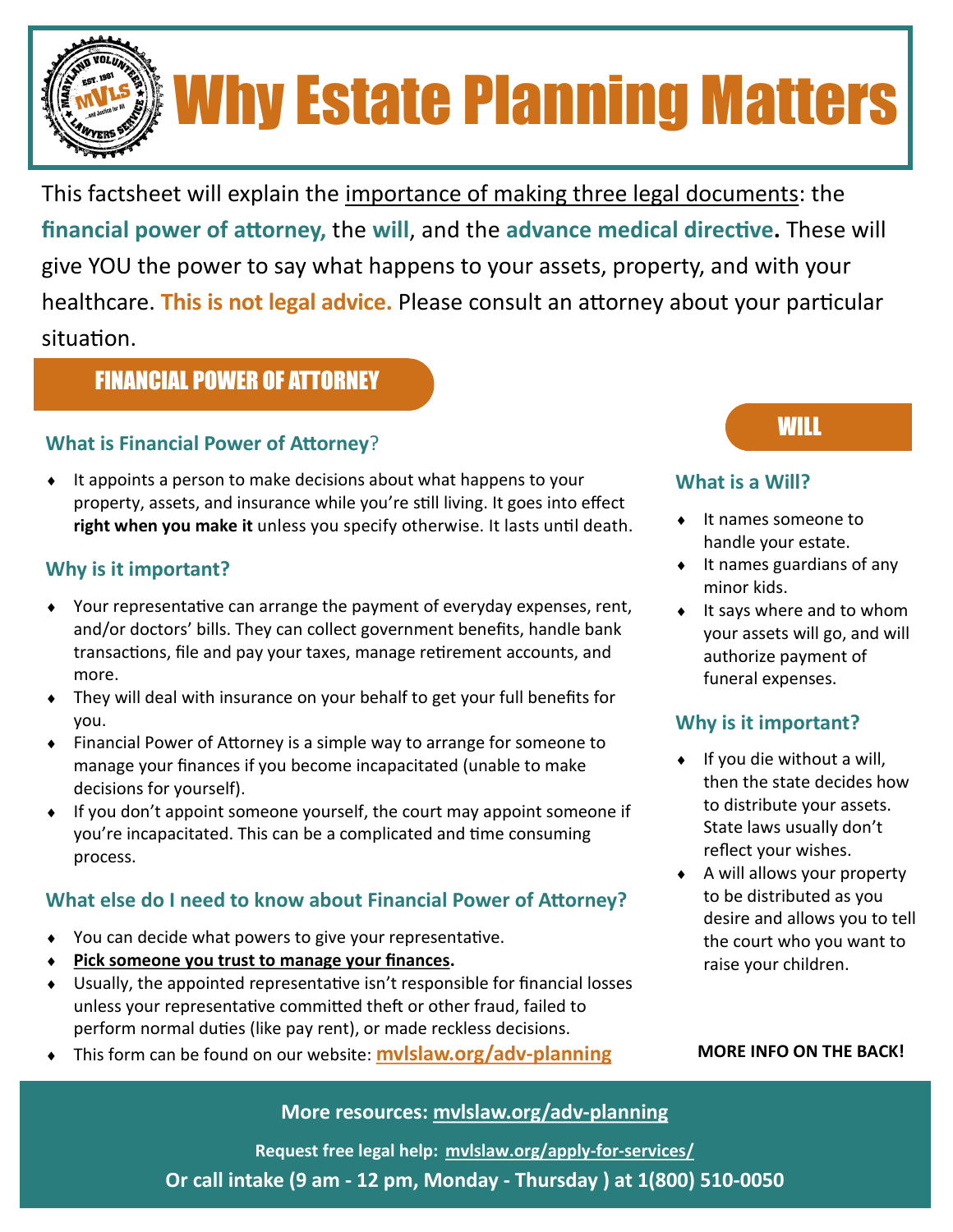# Why Estate Planning Matters

This factsheet will explain the importance of making three legal documents: the **financial power of attorney,** the **will**, and the **advance medical directive.** These will give YOU the power to say what happens to your assets, property, and with your healthcare. **This is not legal advice.** Please consult an attorney about your particular situation.

## FINANCIAL POWER OF ATTORNEY

### What is Financial Power of Attorney?

- It appoints a person to make decisions about what happens to your property, assets, and insurance while you're still living. It goes into effect **right when you make it** unless you specify otherwise. It lasts until death.

### Why is it important?

- Your representative can arrange the payment of everyday expenses, rent, and/or doctors' bills. They can collect government benefits, handle bank transactions, file and pay your taxes, manage retirement accounts, and more.
- They will deal with insurance on your behalf to get your full benefits for you.
- Financial Power of Attorney is a simple way to arrange for someone to manage your finances if you become incapacitated (unable to make decisions for yourself).
- If you don't appoint someone yourself, the court may appoint someone if you're incapacitated. This can be a complicated and time consuming process.

### What else do I need to know about Financial Power of Attorney?

- You can decide what powers to give your representative.
- **Pick someone you trust to manage your finances.**
- Usually, the appointed representative isn't responsible for financial losses unless your representative committed theft or other fraud, failed to perform normal duties (like pay rent), or made reckless decisions.
- This form can be found on our website: **mvlslaw.org/adv-planning**

## WILL

### What is a Will?

- It names someone to handle your estate.
- It names guardians of any minor kids.
- It says where and to whom your assets will go, and will authorize payment of funeral expenses.

### Why is it important?

- If you die without a will, then the state decides how to distribute your assets. State laws usually don't reflect your wishes.
- A will allows your property to be distributed as you desire and allows you to tell the court who you want to raise your children.

**MORE INFO ON THE BACK!**

**More resources: mvlslaw.org/adv-planning**

**Request free legal help: mvlslaw.org/apply-for-services/**

**Or call intake (9 am - 12 pm, Monday - Thursday ) at 1(800) 510-0050**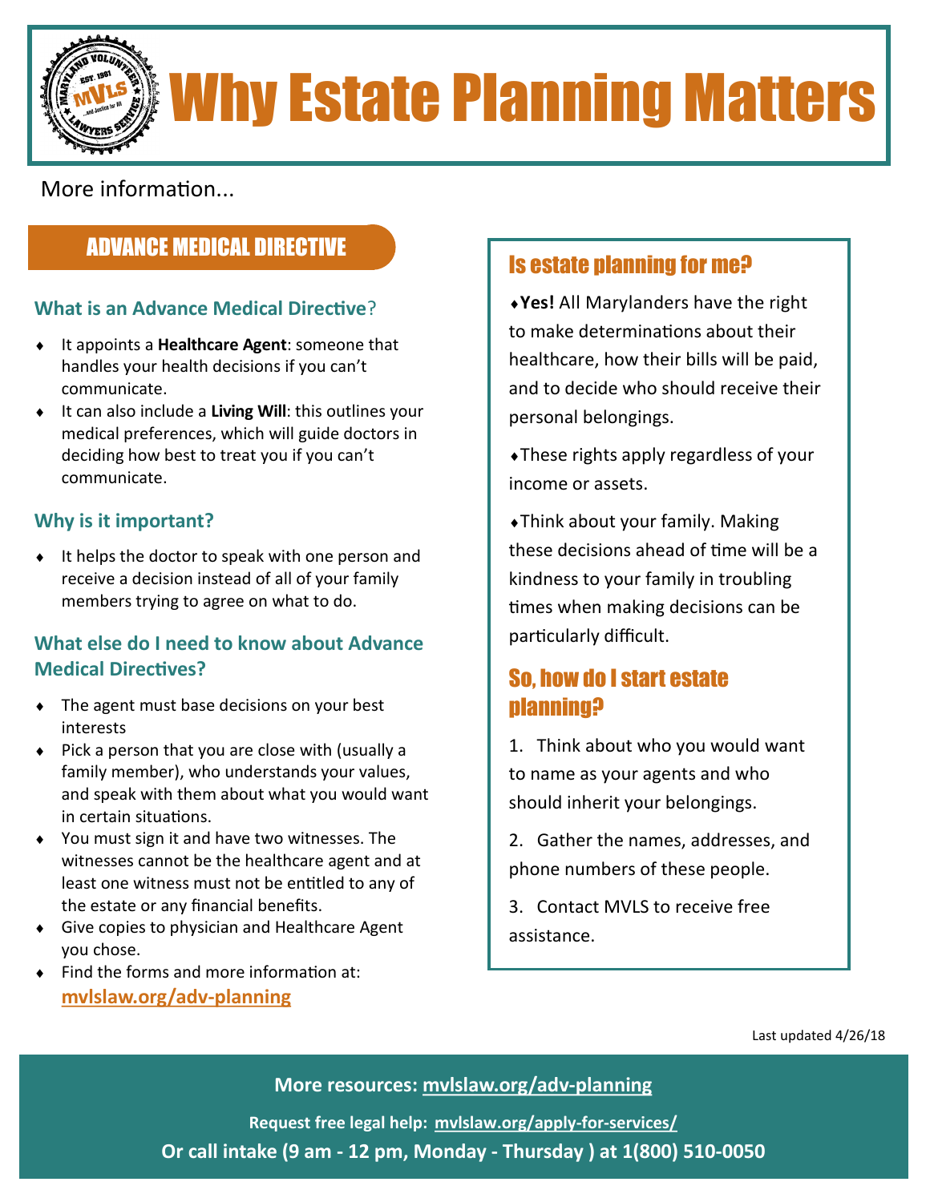# Why Estate Planning Matters

More information...

## ADVANCE MEDICAL DIRECTIVE

### What is an Advance Medical Directive?

- It appoints a **Healthcare Agent**: someone that handles your health decisions if you can't communicate.
- It can also include a **Living Will**: this outlines your medical preferences, which will guide doctors in deciding how best to treat you if you can't communicate.

### Why is it important?

- It helps the doctor to speak with one person and receive a decision instead of all of your family members trying to agree on what to do.

### What else do I need to know about Advance Medical Directives?

- The agent must base decisions on your best interests
- Pick a person that you are close with (usually a family member), who understands your values, and speak with them about what you would want in certain situations.
- You must sign it and have two witnesses. The witnesses cannot be the healthcare agent and at least one witness must not be entitled to any of the estate or any financial benefits.
- Give copies to physician and Healthcare Agent you chose.
- Find the forms and more information at: **mvlslaw.org/adv-planning**

## Is estate planning for me?

- **Yes!** All Marylanders have the right to make determinations about their healthcare, how their bills will be paid, and to decide who should receive their personal belongings.
- These rights apply regardless of your income or assets.
- Think about your family. Making these decisions ahead of time will be a kindness to your family in troubling times when making decisions can be particularly difficult.

## So, how do I start estate planning?

1. Think about who you would want to name as your agents and who should inherit your belongings.
2. Gather the names, addresses, and phone numbers of these people.
3. Contact MVLS to receive free assistance.

Last updated 4/26/18

**More resources: mvlslaw.org/adv-planning**

**Request free legal help: mvlslaw.org/apply-for-services/**

**Or call intake (9 am - 12 pm, Monday - Thursday ) at 1(800) 510-0050**